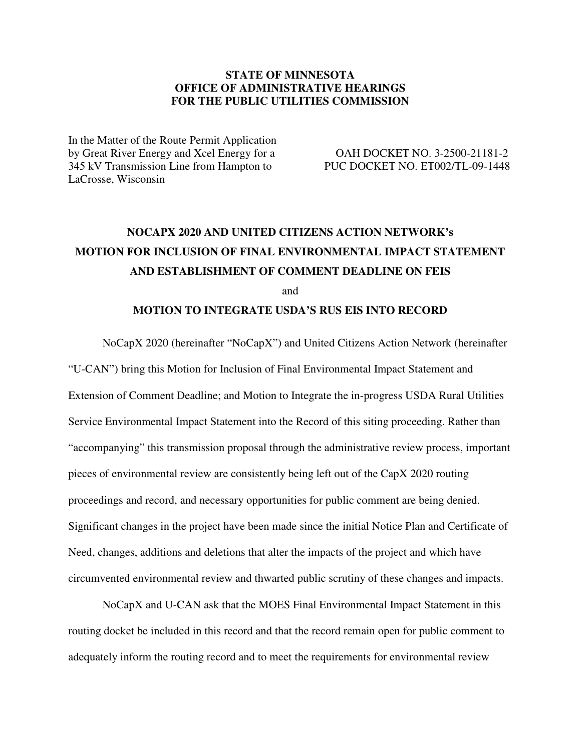**STATE OF MINNESOTA**
**OFFICE OF ADMINISTRATIVE HEARINGS**
**FOR THE PUBLIC UTILITIES COMMISSION**

In the Matter of the Route Permit Application by Great River Energy and Xcel Energy for a 345 kV Transmission Line from Hampton to LaCrosse, Wisconsin

OAH DOCKET NO. 3-2500-21181-2
PUC DOCKET NO. ET002/TL-09-1448

# NOCAPX 2020 AND UNITED CITIZENS ACTION NETWORK's MOTION FOR INCLUSION OF FINAL ENVIRONMENTAL IMPACT STATEMENT AND ESTABLISHMENT OF COMMENT DEADLINE ON FEIS

and

# MOTION TO INTEGRATE USDA'S RUS EIS INTO RECORD

NoCapX 2020 (hereinafter "NoCapX") and United Citizens Action Network (hereinafter "U-CAN") bring this Motion for Inclusion of Final Environmental Impact Statement and Extension of Comment Deadline; and Motion to Integrate the in-progress USDA Rural Utilities Service Environmental Impact Statement into the Record of this siting proceeding. Rather than "accompanying" this transmission proposal through the administrative review process, important pieces of environmental review are consistently being left out of the CapX 2020 routing proceedings and record, and necessary opportunities for public comment are being denied. Significant changes in the project have been made since the initial Notice Plan and Certificate of Need, changes, additions and deletions that alter the impacts of the project and which have circumvented environmental review and thwarted public scrutiny of these changes and impacts.

NoCapX and U-CAN ask that the MOES Final Environmental Impact Statement in this routing docket be included in this record and that the record remain open for public comment to adequately inform the routing record and to meet the requirements for environmental review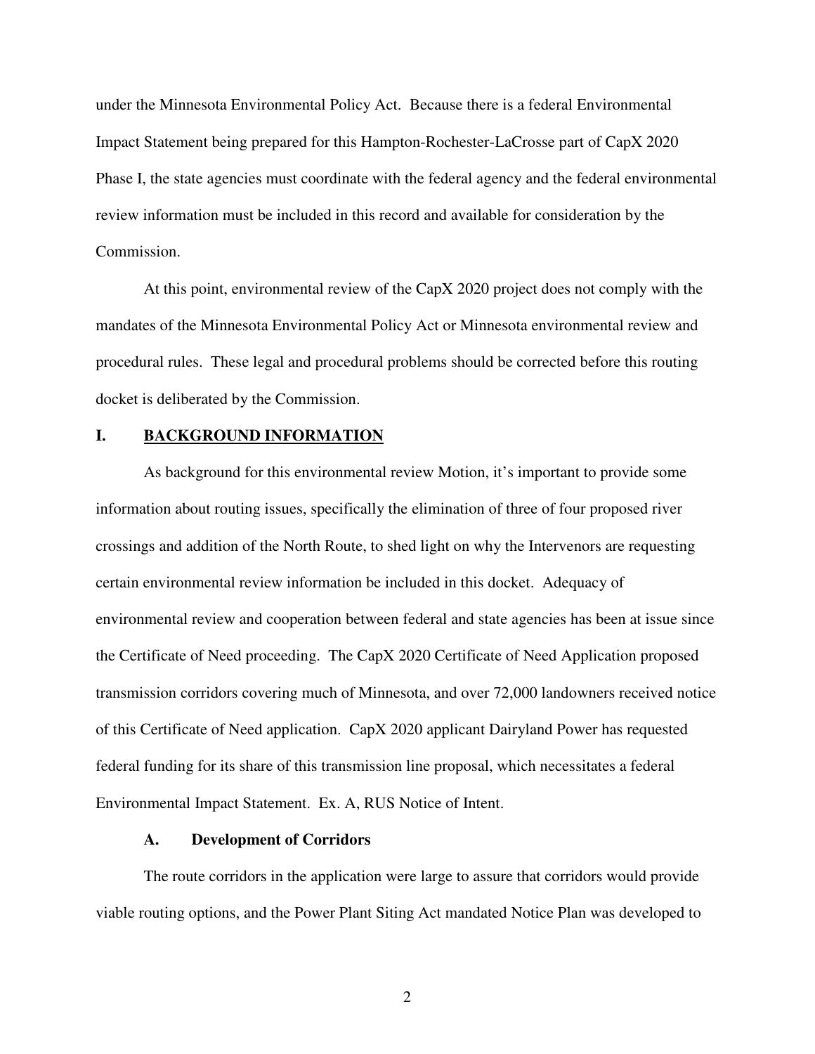under the Minnesota Environmental Policy Act. Because there is a federal Environmental Impact Statement being prepared for this Hampton-Rochester-LaCrosse part of CapX 2020 Phase I, the state agencies must coordinate with the federal agency and the federal environmental review information must be included in this record and available for consideration by the Commission.

At this point, environmental review of the CapX 2020 project does not comply with the mandates of the Minnesota Environmental Policy Act or Minnesota environmental review and procedural rules. These legal and procedural problems should be corrected before this routing docket is deliberated by the Commission.

## I. BACKGROUND INFORMATION

As background for this environmental review Motion, it's important to provide some information about routing issues, specifically the elimination of three of four proposed river crossings and addition of the North Route, to shed light on why the Intervenors are requesting certain environmental review information be included in this docket. Adequacy of environmental review and cooperation between federal and state agencies has been at issue since the Certificate of Need proceeding. The CapX 2020 Certificate of Need Application proposed transmission corridors covering much of Minnesota, and over 72,000 landowners received notice of this Certificate of Need application. CapX 2020 applicant Dairyland Power has requested federal funding for its share of this transmission line proposal, which necessitates a federal Environmental Impact Statement. Ex. A, RUS Notice of Intent.

### A. Development of Corridors

The route corridors in the application were large to assure that corridors would provide viable routing options, and the Power Plant Siting Act mandated Notice Plan was developed to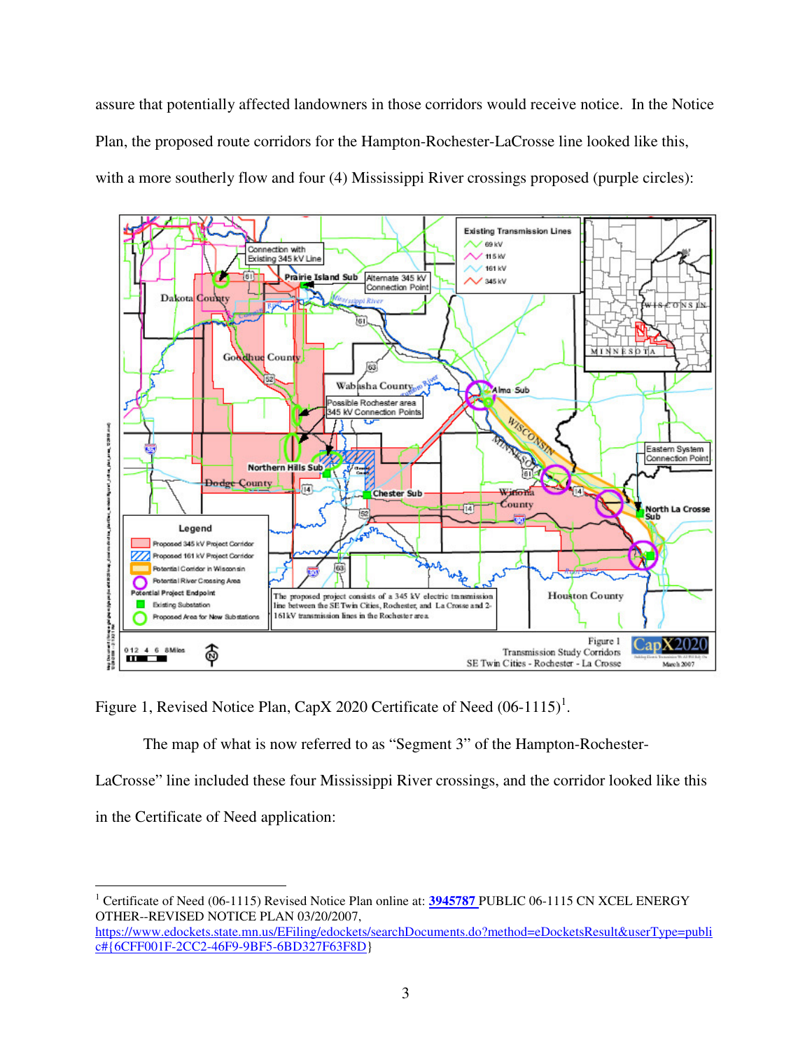assure that potentially affected landowners in those corridors would receive notice. In the Notice Plan, the proposed route corridors for the Hampton-Rochester-LaCrosse line looked like this, with a more southerly flow and four (4) Mississippi River crossings proposed (purple circles):

Figure 1, Revised Notice Plan, CapX 2020 Certificate of Need (06-1115)[1].

The map of what is now referred to as "Segment 3" of the Hampton-Rochester-LaCrosse" line included these four Mississippi River crossings, and the corridor looked like this in the Certificate of Need application:

---

[1] Certificate of Need (06-1115) Revised Notice Plan online at: **3945787** PUBLIC 06-1115 CN XCEL ENERGY OTHER--REVISED NOTICE PLAN 03/20/2007, https://www.edockets.state.mn.us/EFiling/edockets/searchDocuments.do?method=eDocketsResult&userType=public#{6CFF001F-2CC2-46F9-9BF5-6BD327F63F8D}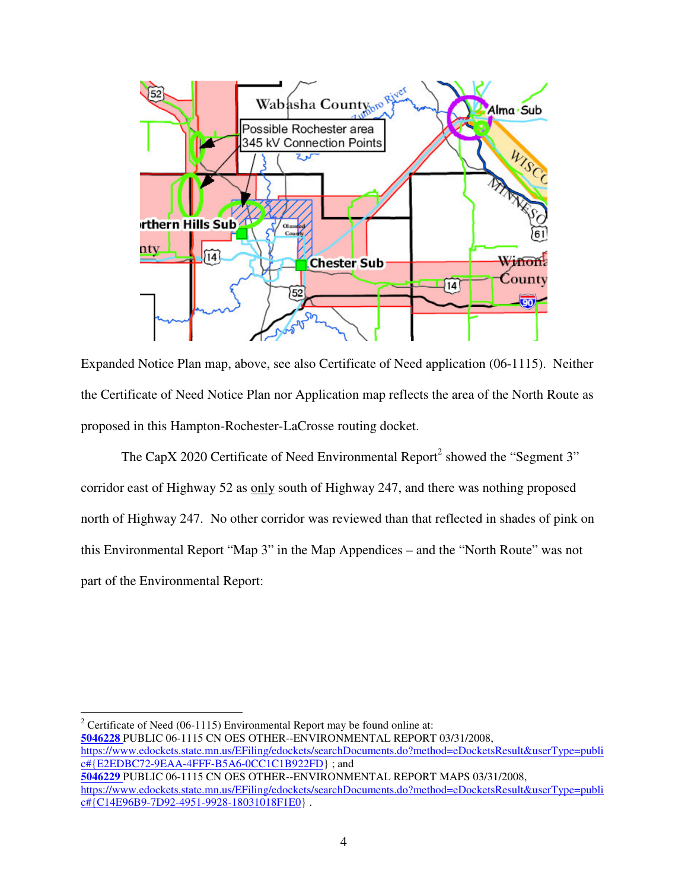Expanded Notice Plan map, above, see also Certificate of Need application (06-1115). Neither the Certificate of Need Notice Plan nor Application map reflects the area of the North Route as proposed in this Hampton-Rochester-LaCrosse routing docket.

The CapX 2020 Certificate of Need Environmental Report[2] showed the "Segment 3" corridor east of Highway 52 as only south of Highway 247, and there was nothing proposed north of Highway 247. No other corridor was reviewed than that reflected in shades of pink on this Environmental Report "Map 3" in the Map Appendices – and the "North Route" was not part of the Environmental Report:

---

[2] Certificate of Need (06-1115) Environmental Report may be found online at:
**5046228** PUBLIC 06-1115 CN OES OTHER--ENVIRONMENTAL REPORT 03/31/2008,
https://www.edockets.state.mn.us/EFiling/edockets/searchDocuments.do?method=eDocketsResult&userType=public#{E2EDBC72-9EAA-4FFF-B5A6-0CC1C1B922FD} ; and
**5046229** PUBLIC 06-1115 CN OES OTHER--ENVIRONMENTAL REPORT MAPS 03/31/2008,
https://www.edockets.state.mn.us/EFiling/edockets/searchDocuments.do?method=eDocketsResult&userType=public#{C14E96B9-7D92-4951-9928-18031018F1E0} .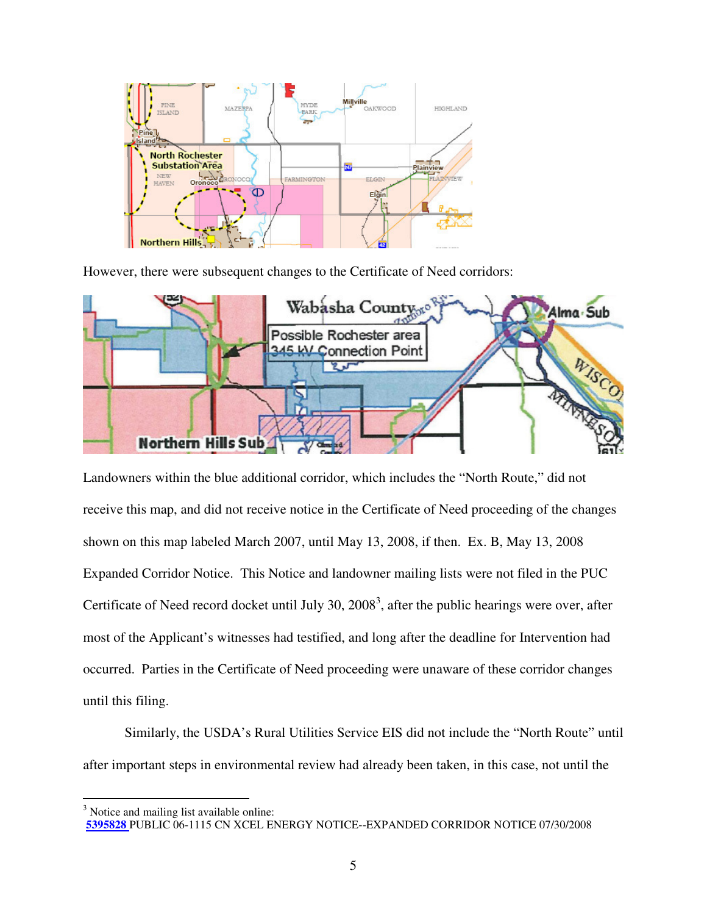However, there were subsequent changes to the Certificate of Need corridors:

Landowners within the blue additional corridor, which includes the "North Route," did not receive this map, and did not receive notice in the Certificate of Need proceeding of the changes shown on this map labeled March 2007, until May 13, 2008, if then. Ex. B, May 13, 2008 Expanded Corridor Notice. This Notice and landowner mailing lists were not filed in the PUC Certificate of Need record docket until July 30, 2008[3], after the public hearings were over, after most of the Applicant's witnesses had testified, and long after the deadline for Intervention had occurred. Parties in the Certificate of Need proceeding were unaware of these corridor changes until this filing.

Similarly, the USDA's Rural Utilities Service EIS did not include the "North Route" until after important steps in environmental review had already been taken, in this case, not until the

---

[3] Notice and mailing list available online:
**5395828** PUBLIC 06-1115 CN XCEL ENERGY NOTICE--EXPANDED CORRIDOR NOTICE 07/30/2008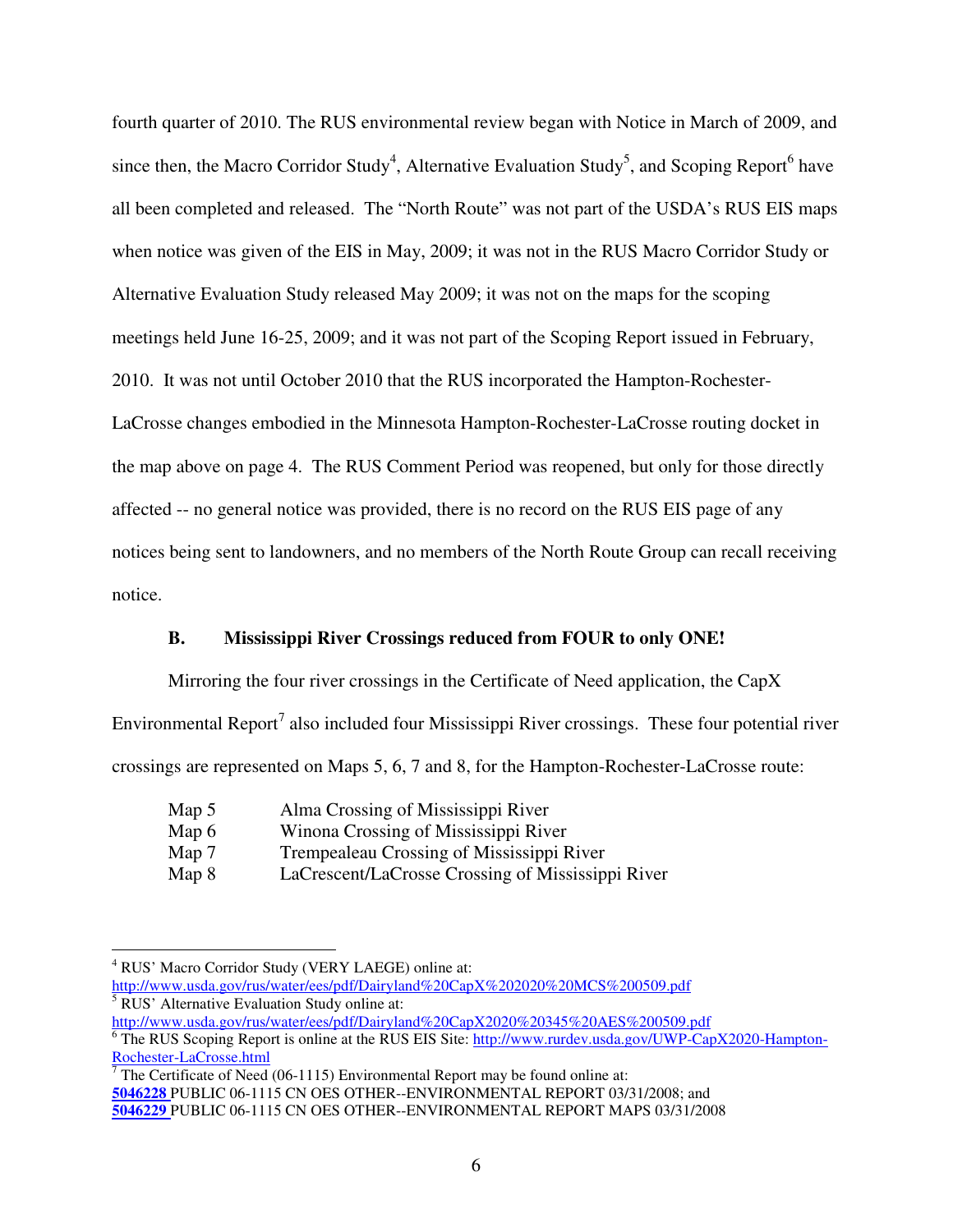fourth quarter of 2010. The RUS environmental review began with Notice in March of 2009, and since then, the Macro Corridor Study[4], Alternative Evaluation Study[5], and Scoping Report[6] have all been completed and released. The "North Route" was not part of the USDA's RUS EIS maps when notice was given of the EIS in May, 2009; it was not in the RUS Macro Corridor Study or Alternative Evaluation Study released May 2009; it was not on the maps for the scoping meetings held June 16-25, 2009; and it was not part of the Scoping Report issued in February, 2010. It was not until October 2010 that the RUS incorporated the Hampton-Rochester-LaCrosse changes embodied in the Minnesota Hampton-Rochester-LaCrosse routing docket in the map above on page 4. The RUS Comment Period was reopened, but only for those directly affected -- no general notice was provided, there is no record on the RUS EIS page of any notices being sent to landowners, and no members of the North Route Group can recall receiving notice.

### B. Mississippi River Crossings reduced from FOUR to only ONE!

Mirroring the four river crossings in the Certificate of Need application, the CapX Environmental Report[7] also included four Mississippi River crossings. These four potential river crossings are represented on Maps 5, 6, 7 and 8, for the Hampton-Rochester-LaCrosse route:

| | |
|---|---|
| Map 5 | Alma Crossing of Mississippi River |
| Map 6 | Winona Crossing of Mississippi River |
| Map 7 | Trempealeau Crossing of Mississippi River |
| Map 8 | LaCrescent/LaCrosse Crossing of Mississippi River |

---

[4] RUS' Macro Corridor Study (VERY LAEGE) online at: http://www.usda.gov/rus/water/ees/pdf/Dairyland%20CapX%202020%20MCS%200509.pdf

[5] RUS' Alternative Evaluation Study online at: http://www.usda.gov/rus/water/ees/pdf/Dairyland%20CapX2020%20345%20AES%200509.pdf

[6] The RUS Scoping Report is online at the RUS EIS Site: http://www.rurdev.usda.gov/UWP-CapX2020-Hampton-Rochester-LaCrosse.html

[7] The Certificate of Need (06-1115) Environmental Report may be found online at:
**5046228** PUBLIC 06-1115 CN OES OTHER--ENVIRONMENTAL REPORT 03/31/2008; and
**5046229** PUBLIC 06-1115 CN OES OTHER--ENVIRONMENTAL REPORT MAPS 03/31/2008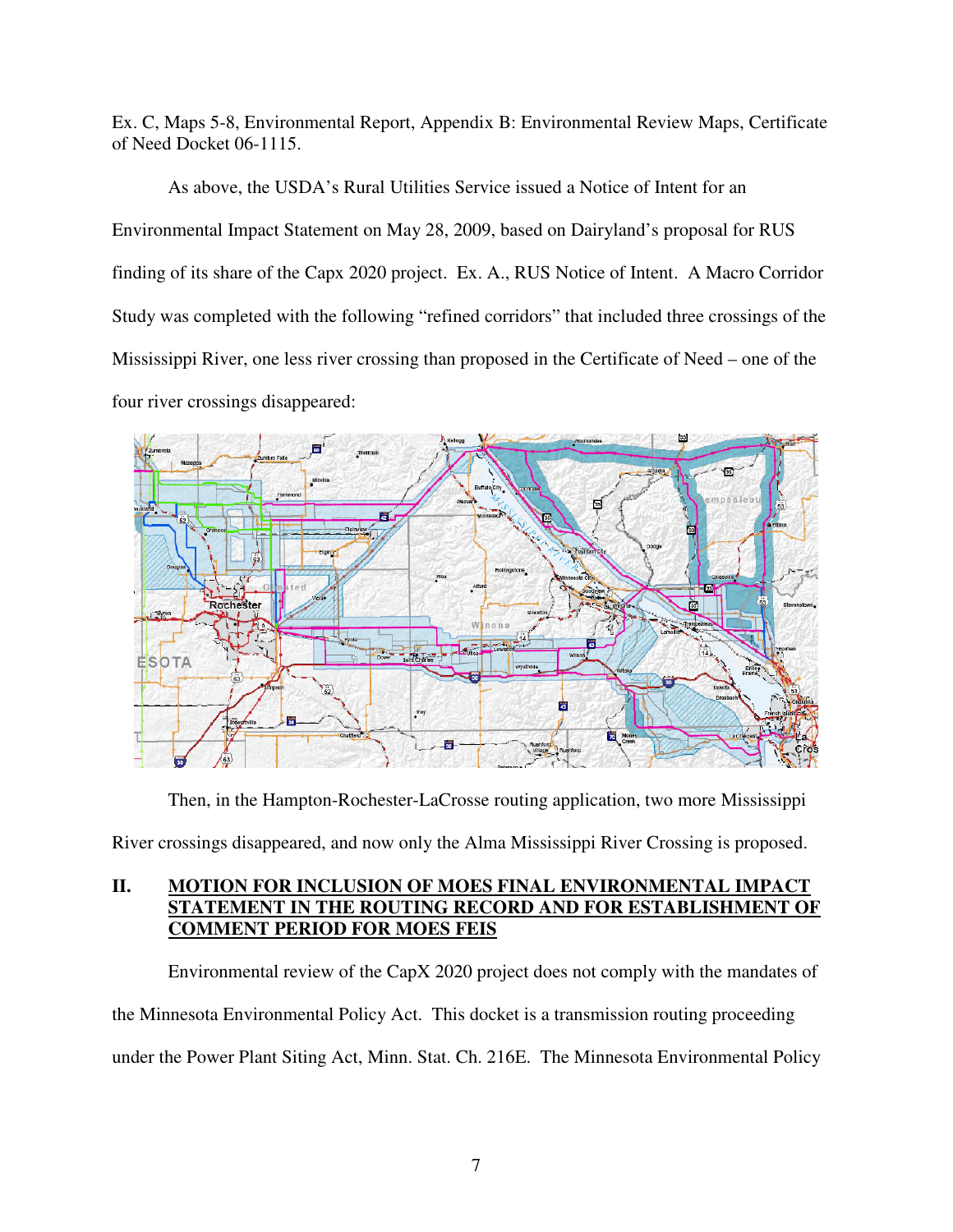Ex. C, Maps 5-8, Environmental Report, Appendix B: Environmental Review Maps, Certificate of Need Docket 06-1115.

As above, the USDA's Rural Utilities Service issued a Notice of Intent for an Environmental Impact Statement on May 28, 2009, based on Dairyland's proposal for RUS finding of its share of the Capx 2020 project. Ex. A., RUS Notice of Intent. A Macro Corridor Study was completed with the following "refined corridors" that included three crossings of the Mississippi River, one less river crossing than proposed in the Certificate of Need – one of the four river crossings disappeared:

Then, in the Hampton-Rochester-LaCrosse routing application, two more Mississippi River crossings disappeared, and now only the Alma Mississippi River Crossing is proposed.

## II. MOTION FOR INCLUSION OF MOES FINAL ENVIRONMENTAL IMPACT STATEMENT IN THE ROUTING RECORD AND FOR ESTABLISHMENT OF COMMENT PERIOD FOR MOES FEIS

Environmental review of the CapX 2020 project does not comply with the mandates of the Minnesota Environmental Policy Act. This docket is a transmission routing proceeding under the Power Plant Siting Act, Minn. Stat. Ch. 216E. The Minnesota Environmental Policy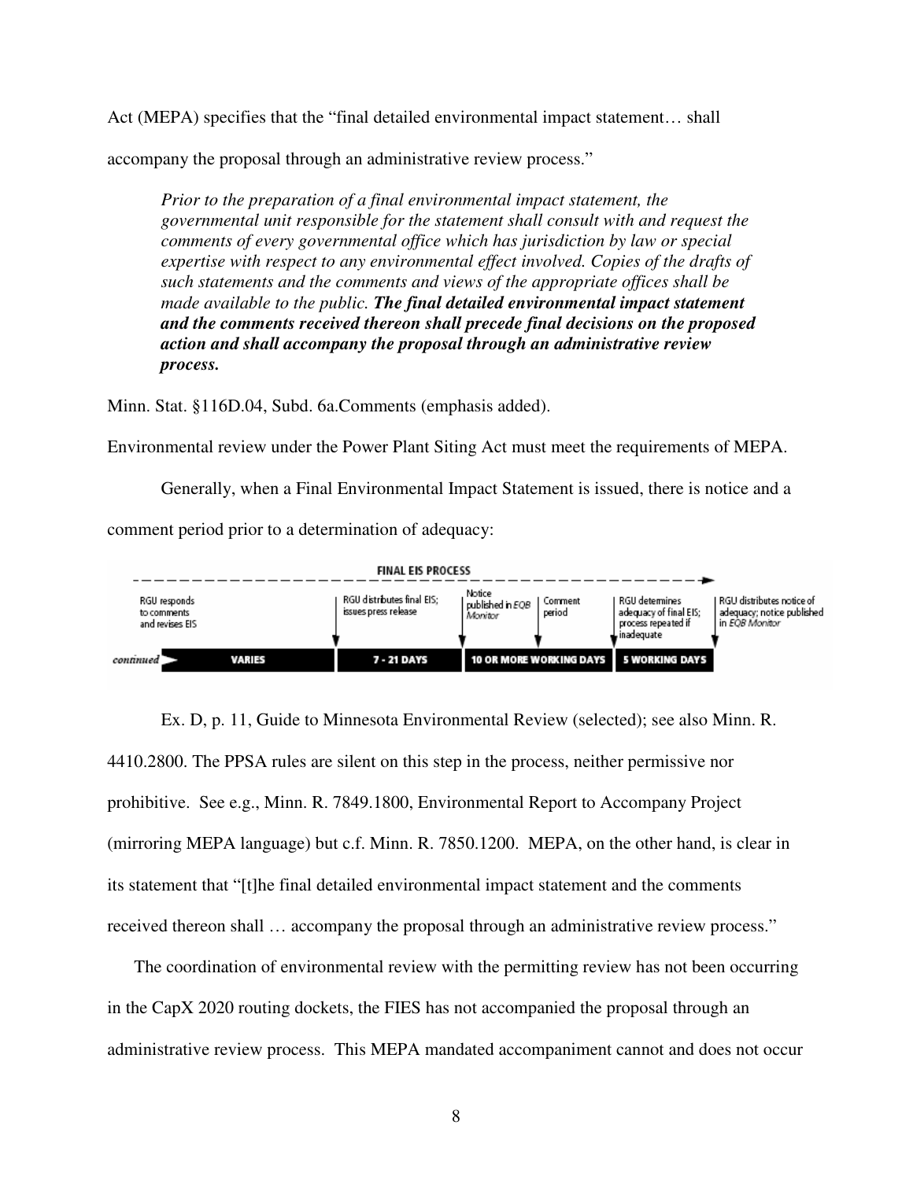Act (MEPA) specifies that the "final detailed environmental impact statement… shall accompany the proposal through an administrative review process."

> *Prior to the preparation of a final environmental impact statement, the governmental unit responsible for the statement shall consult with and request the comments of every governmental office which has jurisdiction by law or special expertise with respect to any environmental effect involved. Copies of the drafts of such statements and the comments and views of the appropriate offices shall be made available to the public.* ***The final detailed environmental impact statement and the comments received thereon shall precede final decisions on the proposed action and shall accompany the proposal through an administrative review process.***

Minn. Stat. §116D.04, Subd. 6a.Comments (emphasis added).

Environmental review under the Power Plant Siting Act must meet the requirements of MEPA.

Generally, when a Final Environmental Impact Statement is issued, there is notice and a comment period prior to a determination of adequacy:

**FINAL EIS PROCESS**

| RGU responds to comments and revises EIS | RGU distributes final EIS; issues press release | Notice published in *EQB Monitor* | Comment period | RGU determines adequacy of final EIS; process repeated if inadequate | RGU distributes notice of adequacy; notice published in *EQB Monitor* |
|---|---|---|---|---|---|
| *continued* VARIES | 7 - 21 DAYS | 10 OR MORE WORKING DAYS | | 5 WORKING DAYS | |

Ex. D, p. 11, Guide to Minnesota Environmental Review (selected); see also Minn. R. 4410.2800. The PPSA rules are silent on this step in the process, neither permissive nor prohibitive. See e.g., Minn. R. 7849.1800, Environmental Report to Accompany Project (mirroring MEPA language) but c.f. Minn. R. 7850.1200. MEPA, on the other hand, is clear in its statement that "[t]he final detailed environmental impact statement and the comments received thereon shall … accompany the proposal through an administrative review process."

The coordination of environmental review with the permitting review has not been occurring in the CapX 2020 routing dockets, the FIES has not accompanied the proposal through an administrative review process. This MEPA mandated accompaniment cannot and does not occur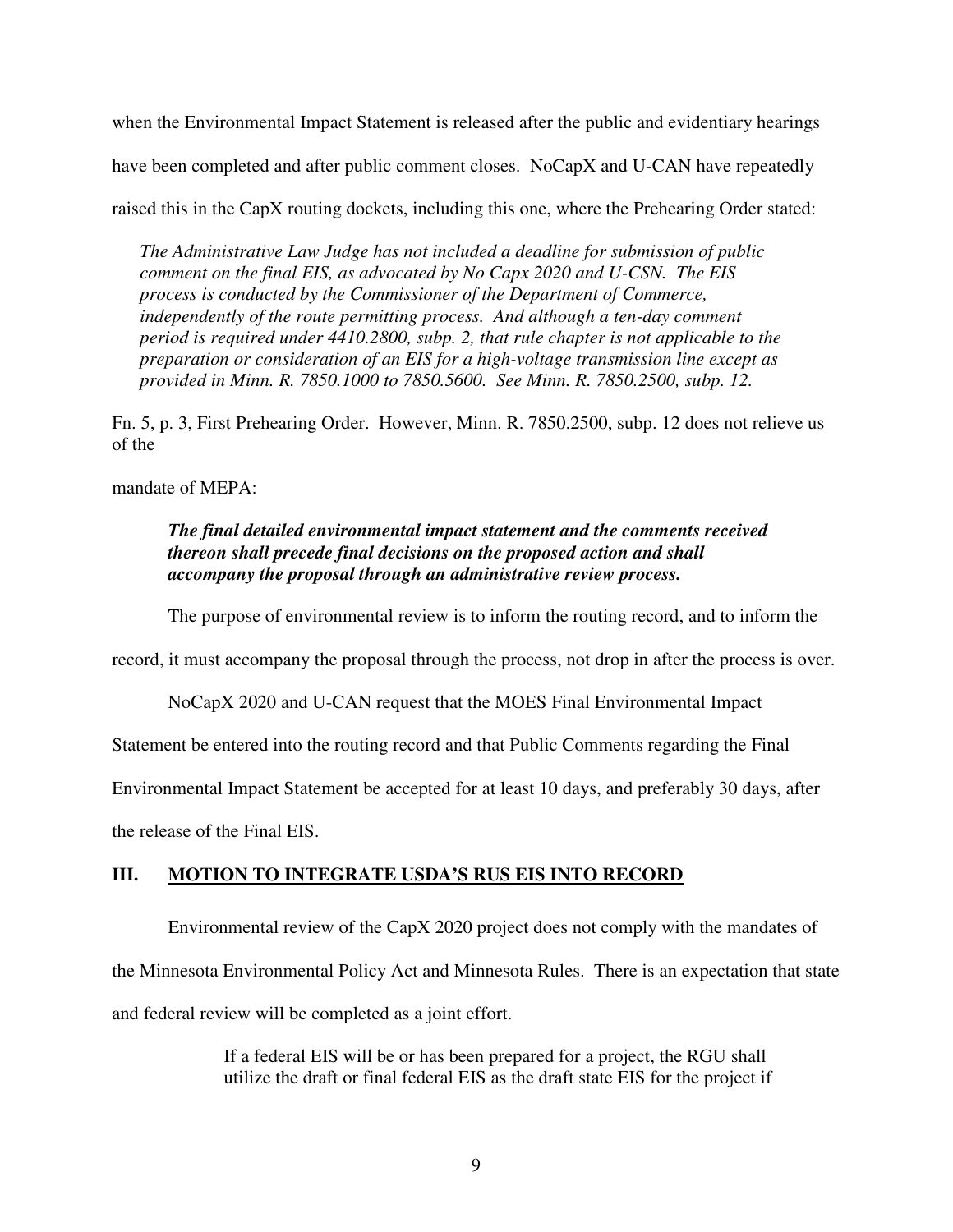when the Environmental Impact Statement is released after the public and evidentiary hearings have been completed and after public comment closes. NoCapX and U-CAN have repeatedly raised this in the CapX routing dockets, including this one, where the Prehearing Order stated:

> *The Administrative Law Judge has not included a deadline for submission of public comment on the final EIS, as advocated by No Capx 2020 and U-CSN. The EIS process is conducted by the Commissioner of the Department of Commerce, independently of the route permitting process. And although a ten-day comment period is required under 4410.2800, subp. 2, that rule chapter is not applicable to the preparation or consideration of an EIS for a high-voltage transmission line except as provided in Minn. R. 7850.1000 to 7850.5600. See Minn. R. 7850.2500, subp. 12.*

Fn. 5, p. 3, First Prehearing Order. However, Minn. R. 7850.2500, subp. 12 does not relieve us of the

mandate of MEPA:

> ***The final detailed environmental impact statement and the comments received thereon shall precede final decisions on the proposed action and shall accompany the proposal through an administrative review process.***

The purpose of environmental review is to inform the routing record, and to inform the record, it must accompany the proposal through the process, not drop in after the process is over.

NoCapX 2020 and U-CAN request that the MOES Final Environmental Impact Statement be entered into the routing record and that Public Comments regarding the Final Environmental Impact Statement be accepted for at least 10 days, and preferably 30 days, after the release of the Final EIS.

## III. MOTION TO INTEGRATE USDA'S RUS EIS INTO RECORD

Environmental review of the CapX 2020 project does not comply with the mandates of the Minnesota Environmental Policy Act and Minnesota Rules. There is an expectation that state and federal review will be completed as a joint effort.

> If a federal EIS will be or has been prepared for a project, the RGU shall utilize the draft or final federal EIS as the draft state EIS for the project if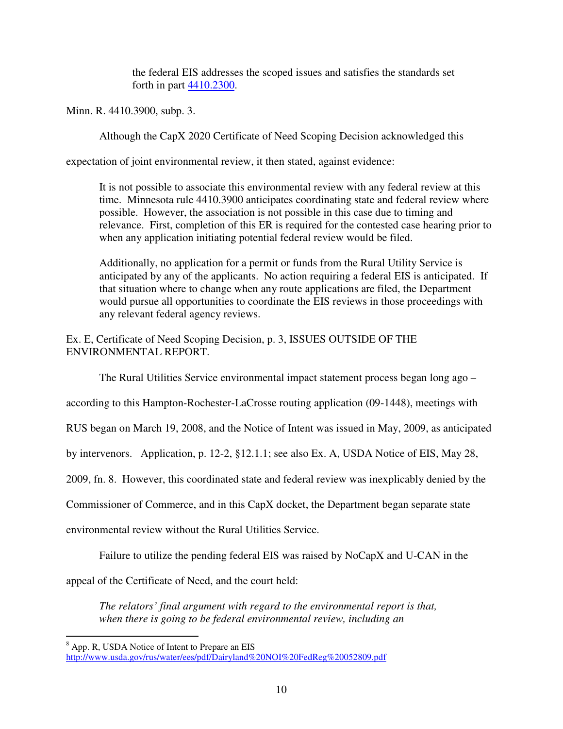> the federal EIS addresses the scoped issues and satisfies the standards set forth in part [4410.2300](4410.2300).

Minn. R. 4410.3900, subp. 3.

Although the CapX 2020 Certificate of Need Scoping Decision acknowledged this expectation of joint environmental review, it then stated, against evidence:

> It is not possible to associate this environmental review with any federal review at this time. Minnesota rule 4410.3900 anticipates coordinating state and federal review where possible. However, the association is not possible in this case due to timing and relevance. First, completion of this ER is required for the contested case hearing prior to when any application initiating potential federal review would be filed.
>
> Additionally, no application for a permit or funds from the Rural Utility Service is anticipated by any of the applicants. No action requiring a federal EIS is anticipated. If that situation where to change when any route applications are filed, the Department would pursue all opportunities to coordinate the EIS reviews in those proceedings with any relevant federal agency reviews.

Ex. E, Certificate of Need Scoping Decision, p. 3, ISSUES OUTSIDE OF THE ENVIRONMENTAL REPORT.

The Rural Utilities Service environmental impact statement process began long ago – according to this Hampton-Rochester-LaCrosse routing application (09-1448), meetings with RUS began on March 19, 2008, and the Notice of Intent was issued in May, 2009, as anticipated by intervenors. Application, p. 12-2, §12.1.1; see also Ex. A, USDA Notice of EIS, May 28, 2009, fn. 8. However, this coordinated state and federal review was inexplicably denied by the Commissioner of Commerce, and in this CapX docket, the Department began separate state environmental review without the Rural Utilities Service.

Failure to utilize the pending federal EIS was raised by NoCapX and U-CAN in the appeal of the Certificate of Need, and the court held:

> *The relators' final argument with regard to the environmental report is that, when there is going to be federal environmental review, including an*

[8] App. R, USDA Notice of Intent to Prepare an EIS
http://www.usda.gov/rus/water/ees/pdf/Dairyland%20NOI%20FedReg%20052809.pdf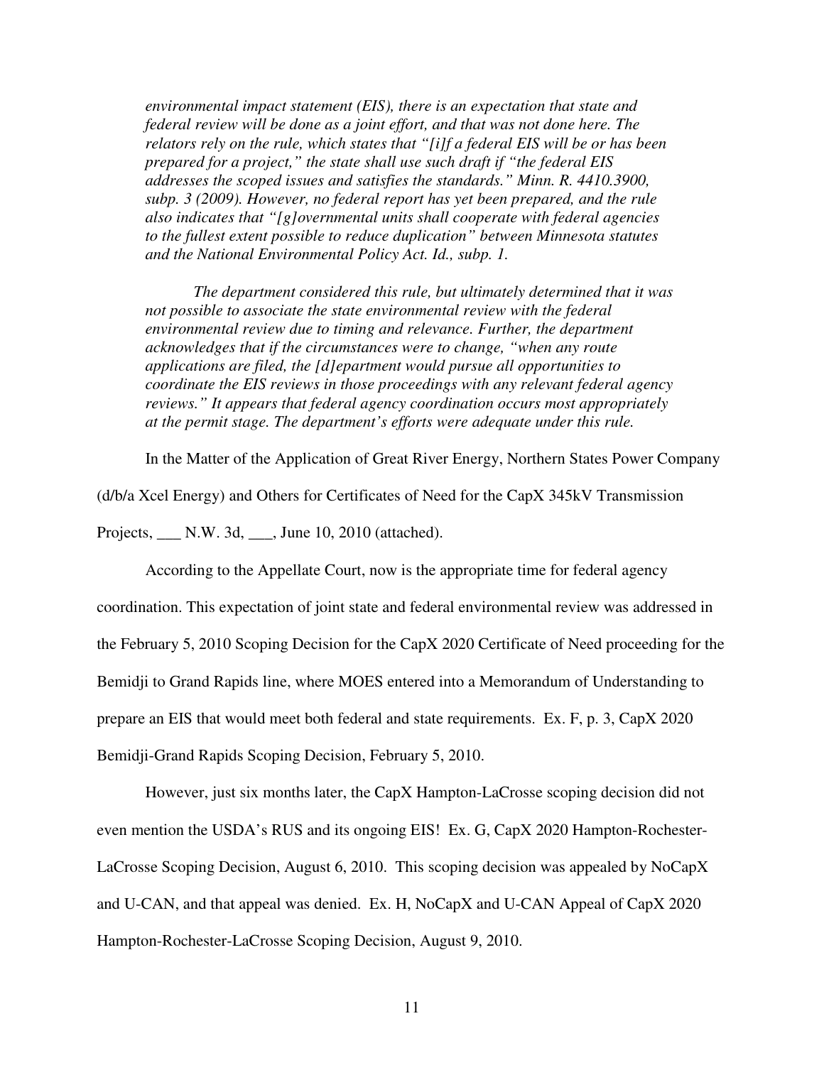*environmental impact statement (EIS), there is an expectation that state and federal review will be done as a joint effort, and that was not done here. The relators rely on the rule, which states that "[i]f a federal EIS will be or has been prepared for a project," the state shall use such draft if "the federal EIS addresses the scoped issues and satisfies the standards." Minn. R. 4410.3900, subp. 3 (2009). However, no federal report has yet been prepared, and the rule also indicates that "[g]overnmental units shall cooperate with federal agencies to the fullest extent possible to reduce duplication" between Minnesota statutes and the National Environmental Policy Act. Id., subp. 1.*

*The department considered this rule, but ultimately determined that it was not possible to associate the state environmental review with the federal environmental review due to timing and relevance. Further, the department acknowledges that if the circumstances were to change, "when any route applications are filed, the [d]epartment would pursue all opportunities to coordinate the EIS reviews in those proceedings with any relevant federal agency reviews." It appears that federal agency coordination occurs most appropriately at the permit stage. The department's efforts were adequate under this rule.*

In the Matter of the Application of Great River Energy, Northern States Power Company (d/b/a Xcel Energy) and Others for Certificates of Need for the CapX 345kV Transmission Projects, ___ N.W. 3d, ___, June 10, 2010 (attached).

According to the Appellate Court, now is the appropriate time for federal agency coordination. This expectation of joint state and federal environmental review was addressed in the February 5, 2010 Scoping Decision for the CapX 2020 Certificate of Need proceeding for the Bemidji to Grand Rapids line, where MOES entered into a Memorandum of Understanding to prepare an EIS that would meet both federal and state requirements. Ex. F, p. 3, CapX 2020 Bemidji-Grand Rapids Scoping Decision, February 5, 2010.

However, just six months later, the CapX Hampton-LaCrosse scoping decision did not even mention the USDA's RUS and its ongoing EIS! Ex. G, CapX 2020 Hampton-Rochester-LaCrosse Scoping Decision, August 6, 2010. This scoping decision was appealed by NoCapX and U-CAN, and that appeal was denied. Ex. H, NoCapX and U-CAN Appeal of CapX 2020 Hampton-Rochester-LaCrosse Scoping Decision, August 9, 2010.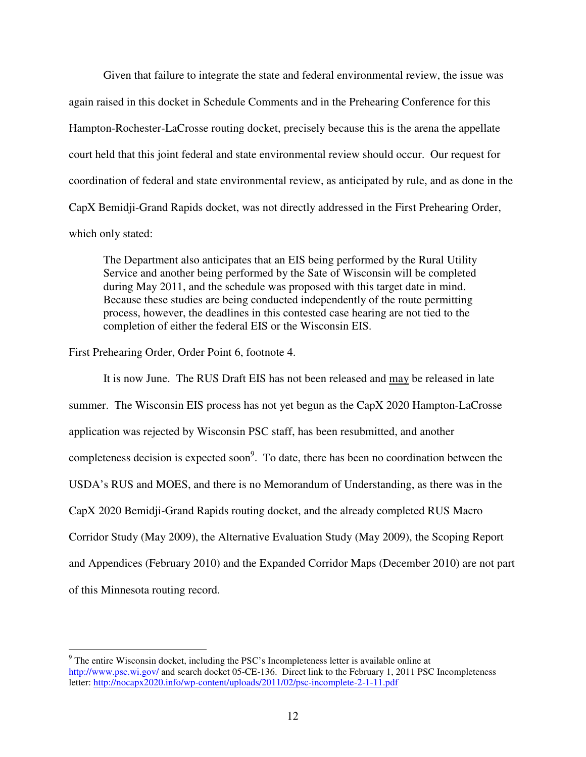Given that failure to integrate the state and federal environmental review, the issue was again raised in this docket in Schedule Comments and in the Prehearing Conference for this Hampton-Rochester-LaCrosse routing docket, precisely because this is the arena the appellate court held that this joint federal and state environmental review should occur. Our request for coordination of federal and state environmental review, as anticipated by rule, and as done in the CapX Bemidji-Grand Rapids docket, was not directly addressed in the First Prehearing Order, which only stated:

> The Department also anticipates that an EIS being performed by the Rural Utility Service and another being performed by the Sate of Wisconsin will be completed during May 2011, and the schedule was proposed with this target date in mind. Because these studies are being conducted independently of the route permitting process, however, the deadlines in this contested case hearing are not tied to the completion of either the federal EIS or the Wisconsin EIS.

First Prehearing Order, Order Point 6, footnote 4.

It is now June. The RUS Draft EIS has not been released and <u>may</u> be released in late summer. The Wisconsin EIS process has not yet begun as the CapX 2020 Hampton-LaCrosse application was rejected by Wisconsin PSC staff, has been resubmitted, and another completeness decision is expected soon[9]. To date, there has been no coordination between the USDA's RUS and MOES, and there is no Memorandum of Understanding, as there was in the CapX 2020 Bemidji-Grand Rapids routing docket, and the already completed RUS Macro Corridor Study (May 2009), the Alternative Evaluation Study (May 2009), the Scoping Report and Appendices (February 2010) and the Expanded Corridor Maps (December 2010) are not part of this Minnesota routing record.

---

[9] The entire Wisconsin docket, including the PSC's Incompleteness letter is available online at http://www.psc.wi.gov/ and search docket 05-CE-136. Direct link to the February 1, 2011 PSC Incompleteness letter: http://nocapx2020.info/wp-content/uploads/2011/02/psc-incomplete-2-1-11.pdf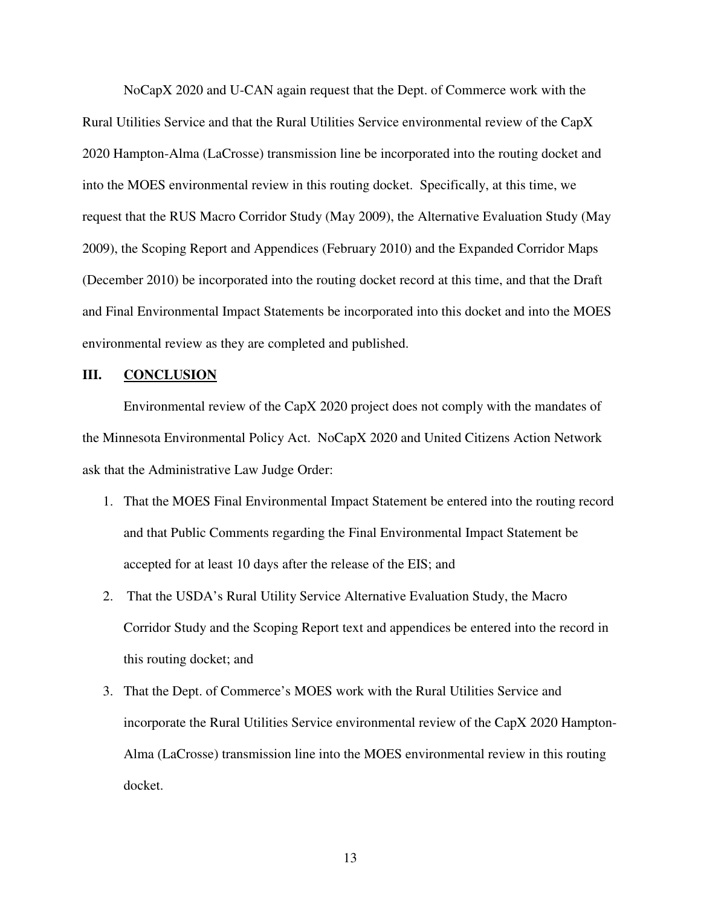NoCapX 2020 and U-CAN again request that the Dept. of Commerce work with the Rural Utilities Service and that the Rural Utilities Service environmental review of the CapX 2020 Hampton-Alma (LaCrosse) transmission line be incorporated into the routing docket and into the MOES environmental review in this routing docket. Specifically, at this time, we request that the RUS Macro Corridor Study (May 2009), the Alternative Evaluation Study (May 2009), the Scoping Report and Appendices (February 2010) and the Expanded Corridor Maps (December 2010) be incorporated into the routing docket record at this time, and that the Draft and Final Environmental Impact Statements be incorporated into this docket and into the MOES environmental review as they are completed and published.

## III. <u>CONCLUSION</u>

Environmental review of the CapX 2020 project does not comply with the mandates of the Minnesota Environmental Policy Act. NoCapX 2020 and United Citizens Action Network ask that the Administrative Law Judge Order:

1. That the MOES Final Environmental Impact Statement be entered into the routing record and that Public Comments regarding the Final Environmental Impact Statement be accepted for at least 10 days after the release of the EIS; and
2. That the USDA's Rural Utility Service Alternative Evaluation Study, the Macro Corridor Study and the Scoping Report text and appendices be entered into the record in this routing docket; and
3. That the Dept. of Commerce's MOES work with the Rural Utilities Service and incorporate the Rural Utilities Service environmental review of the CapX 2020 Hampton-Alma (LaCrosse) transmission line into the MOES environmental review in this routing docket.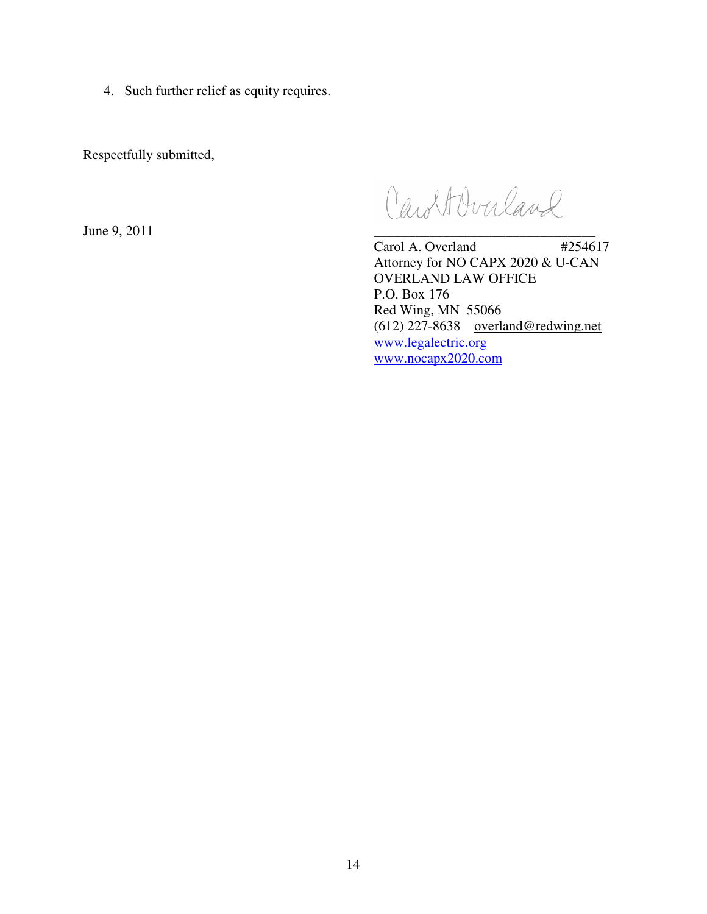4. Such further relief as equity requires.

Respectfully submitted,

June 9, 2011

Carol A. Overland #254617
Attorney for NO CAPX 2020 & U-CAN
OVERLAND LAW OFFICE
P.O. Box 176
Red Wing, MN 55066
(612) 227-8638 overland@redwing.net
www.legalectric.org
www.nocapx2020.com